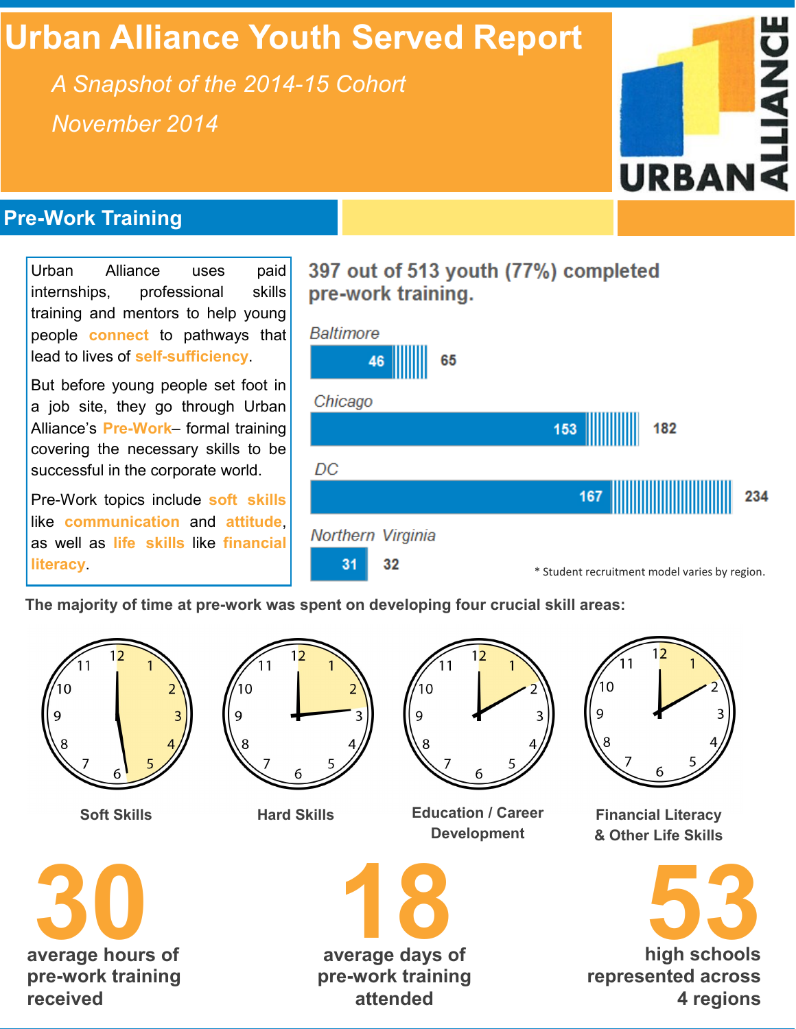# Urban Alliance Youth Served Report

*A Snapshot of the 2014-15 Cohort*

*November 2014*

URBAN ALLIANCE

## Pre-Work Training

Urban Alliance uses paid internships, professional skills training and mentors to help young people **connect** to pathways that lead to lives of **self-sufficiency**.

But before young people set foot in a job site, they go through Urban Alliance's **Pre-Work**– formal training covering the necessary skills to be successful in the corporate world.

Pre-Work topics include **soft skills** like **communication** and **attitude**, as well as **life skills** like **financial literacy**.

### 397 out of 513 youth (77%) completed pre-work training.

| Region | Completed | Total |
|---|---|---|
| Baltimore | 46 | 65 |
| Chicago | 153 | 182 |
| DC | 167 | 234 |
| Northern Virginia | 31 | 32 |

\* Student recruitment model varies by region.

**The majority of time at pre-work was spent on developing four crucial skill areas:**

- Soft Skills
- Hard Skills
- Education / Career Development
- Financial Literacy & Other Life Skills

**30** average hours of pre-work training received

**18** average days of pre-work training attended

**53** high schools represented across 4 regions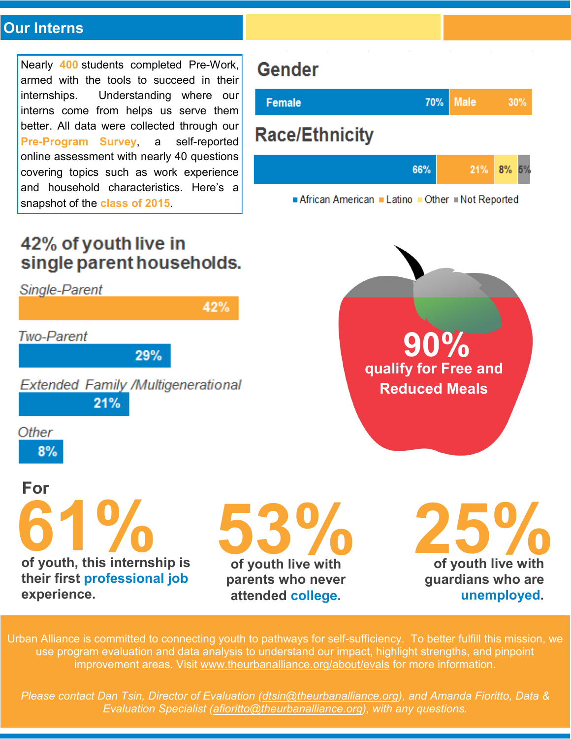## Our Interns

Nearly **400** students completed Pre-Work, armed with the tools to succeed in their internships. Understanding where our interns come from helps us serve them better. All data were collected through our **Pre-Program Survey**, a self-reported online assessment with nearly 40 questions covering topics such as work experience and household characteristics. Here's a snapshot of the **class of 2015**.

### Gender

Female 70%
Male 30%

### Race/Ethnicity

66%
21%
8%
5%

African American
Latino
Other
Not Reported

### 42% of youth live in single parent households.

Single-Parent
42%

Two-Parent
29%

Extended Family /Multigenerational
21%

Other
8%

**90%** qualify for Free and Reduced Meals

For **61%** of youth, this internship is their first **professional job** experience.

**53%** of youth live with parents who never attended **college**.

**25%** of youth live with guardians who are **unemployed**.

Urban Alliance is committed to connecting youth to pathways for self-sufficiency. To better fulfill this mission, we use program evaluation and data analysis to understand our impact, highlight strengths, and pinpoint improvement areas. Visit www.theurbanalliance.org/about/evals for more information.

*Please contact Dan Tsin, Director of Evaluation (dtsin@theurbanalliance.org), and Amanda Fioritto, Data & Evaluation Specialist (afioritto@theurbanalliance.org), with any questions.*